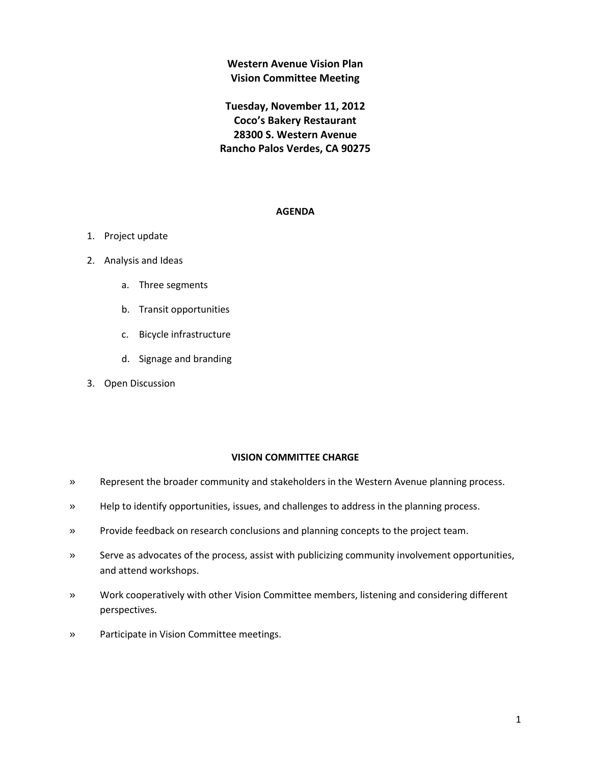# Western Avenue Vision Plan
# Vision Committee Meeting

**Tuesday, November 11, 2012**
**Coco's Bakery Restaurant**
**28300 S. Western Avenue**
**Rancho Palos Verdes, CA 90275**

## AGENDA

1. Project update
2. Analysis and Ideas
   a. Three segments
   b. Transit opportunities
   c. Bicycle infrastructure
   d. Signage and branding
3. Open Discussion

## VISION COMMITTEE CHARGE

» Represent the broader community and stakeholders in the Western Avenue planning process.

» Help to identify opportunities, issues, and challenges to address in the planning process.

» Provide feedback on research conclusions and planning concepts to the project team.

» Serve as advocates of the process, assist with publicizing community involvement opportunities, and attend workshops.

» Work cooperatively with other Vision Committee members, listening and considering different perspectives.

» Participate in Vision Committee meetings.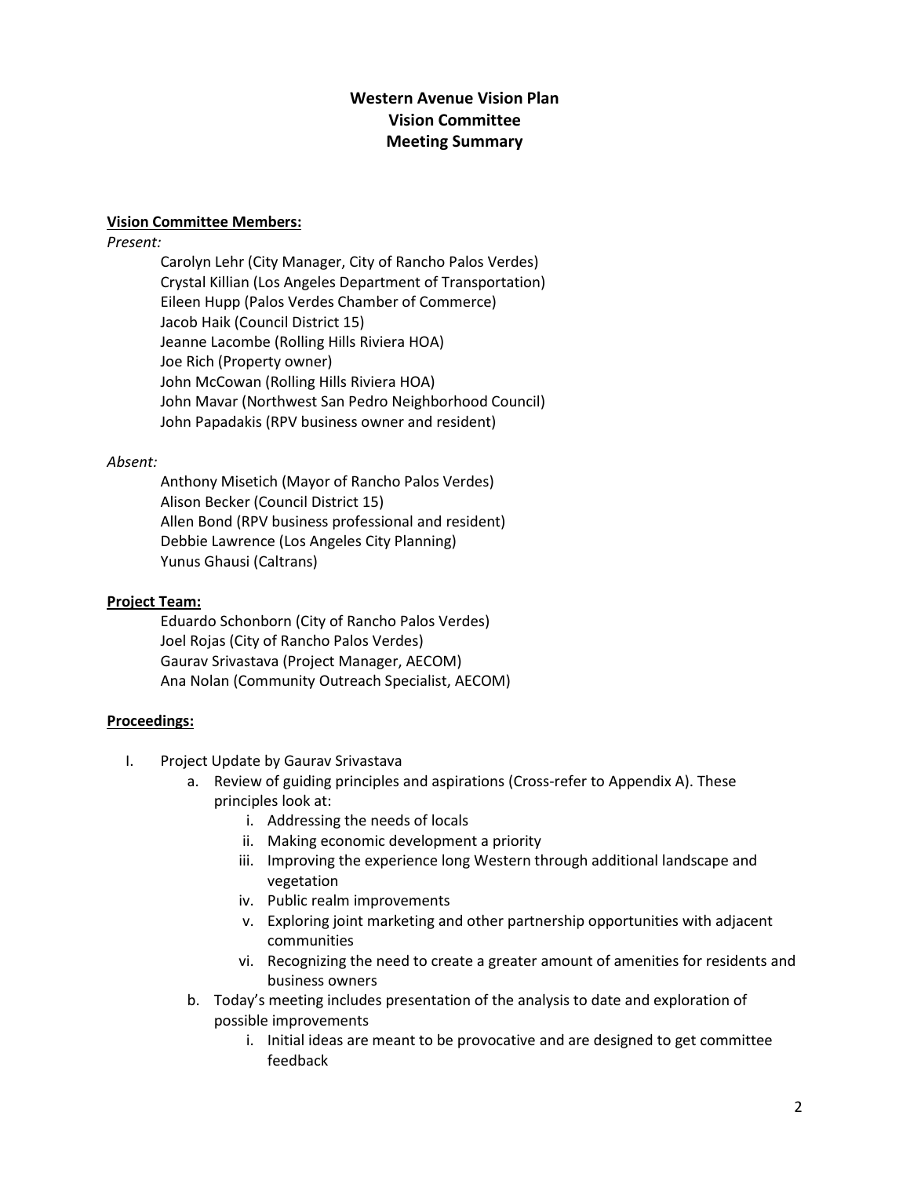# Western Avenue Vision Plan
# Vision Committee
# Meeting Summary

**Vision Committee Members:**

*Present:*

Carolyn Lehr (City Manager, City of Rancho Palos Verdes)
Crystal Killian (Los Angeles Department of Transportation)
Eileen Hupp (Palos Verdes Chamber of Commerce)
Jacob Haik (Council District 15)
Jeanne Lacombe (Rolling Hills Riviera HOA)
Joe Rich (Property owner)
John McCowan (Rolling Hills Riviera HOA)
John Mavar (Northwest San Pedro Neighborhood Council)
John Papadakis (RPV business owner and resident)

*Absent:*

Anthony Misetich (Mayor of Rancho Palos Verdes)
Alison Becker (Council District 15)
Allen Bond (RPV business professional and resident)
Debbie Lawrence (Los Angeles City Planning)
Yunus Ghausi (Caltrans)

**Project Team:**

Eduardo Schonborn (City of Rancho Palos Verdes)
Joel Rojas (City of Rancho Palos Verdes)
Gaurav Srivastava (Project Manager, AECOM)
Ana Nolan (Community Outreach Specialist, AECOM)

**Proceedings:**

I. Project Update by Gaurav Srivastava
   a. Review of guiding principles and aspirations (Cross-refer to Appendix A). These principles look at:
      i. Addressing the needs of locals
      ii. Making economic development a priority
      iii. Improving the experience long Western through additional landscape and vegetation
      iv. Public realm improvements
      v. Exploring joint marketing and other partnership opportunities with adjacent communities
      vi. Recognizing the need to create a greater amount of amenities for residents and business owners
   b. Today's meeting includes presentation of the analysis to date and exploration of possible improvements
      i. Initial ideas are meant to be provocative and are designed to get committee feedback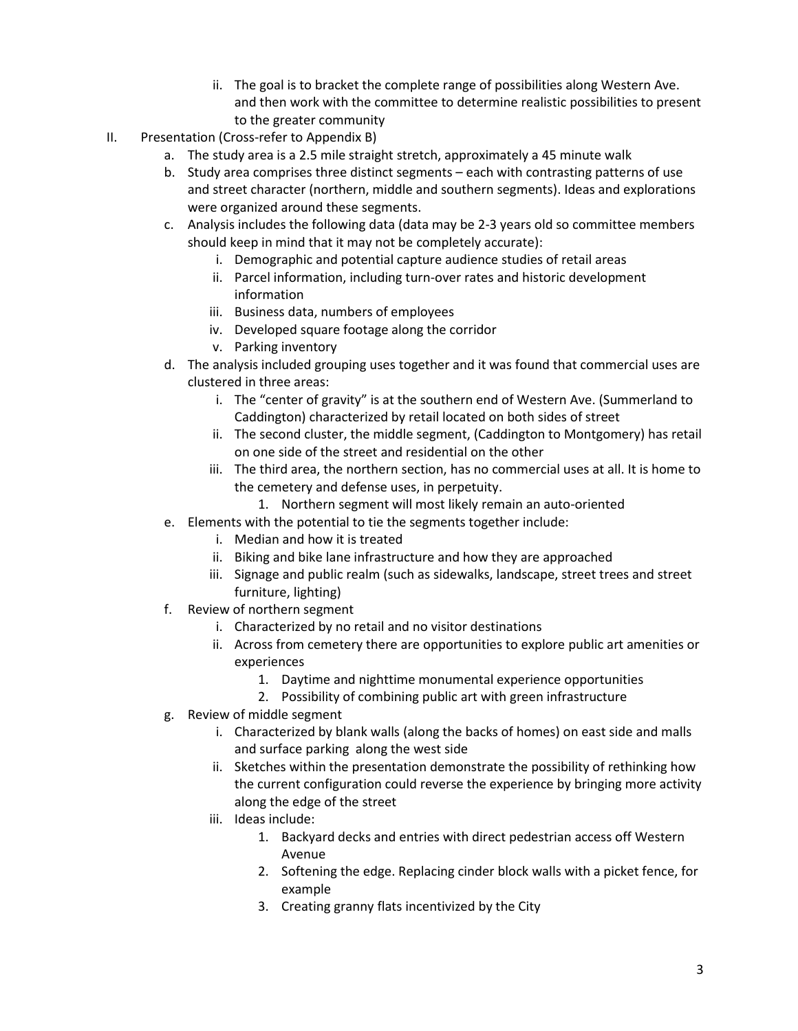ii. The goal is to bracket the complete range of possibilities along Western Ave. and then work with the committee to determine realistic possibilities to present to the greater community

II. Presentation (Cross-refer to Appendix B)
   a. The study area is a 2.5 mile straight stretch, approximately a 45 minute walk
   b. Study area comprises three distinct segments – each with contrasting patterns of use and street character (northern, middle and southern segments). Ideas and explorations were organized around these segments.
   c. Analysis includes the following data (data may be 2-3 years old so committee members should keep in mind that it may not be completely accurate):
      i. Demographic and potential capture audience studies of retail areas
      ii. Parcel information, including turn-over rates and historic development information
      iii. Business data, numbers of employees
      iv. Developed square footage along the corridor
      v. Parking inventory
   d. The analysis included grouping uses together and it was found that commercial uses are clustered in three areas:
      i. The "center of gravity" is at the southern end of Western Ave. (Summerland to Caddington) characterized by retail located on both sides of street
      ii. The second cluster, the middle segment, (Caddington to Montgomery) has retail on one side of the street and residential on the other
      iii. The third area, the northern section, has no commercial uses at all. It is home to the cemetery and defense uses, in perpetuity.
         1. Northern segment will most likely remain an auto-oriented
   e. Elements with the potential to tie the segments together include:
      i. Median and how it is treated
      ii. Biking and bike lane infrastructure and how they are approached
      iii. Signage and public realm (such as sidewalks, landscape, street trees and street furniture, lighting)
   f. Review of northern segment
      i. Characterized by no retail and no visitor destinations
      ii. Across from cemetery there are opportunities to explore public art amenities or experiences
         1. Daytime and nighttime monumental experience opportunities
         2. Possibility of combining public art with green infrastructure
   g. Review of middle segment
      i. Characterized by blank walls (along the backs of homes) on east side and malls and surface parking along the west side
      ii. Sketches within the presentation demonstrate the possibility of rethinking how the current configuration could reverse the experience by bringing more activity along the edge of the street
      iii. Ideas include:
         1. Backyard decks and entries with direct pedestrian access off Western Avenue
         2. Softening the edge. Replacing cinder block walls with a picket fence, for example
         3. Creating granny flats incentivized by the City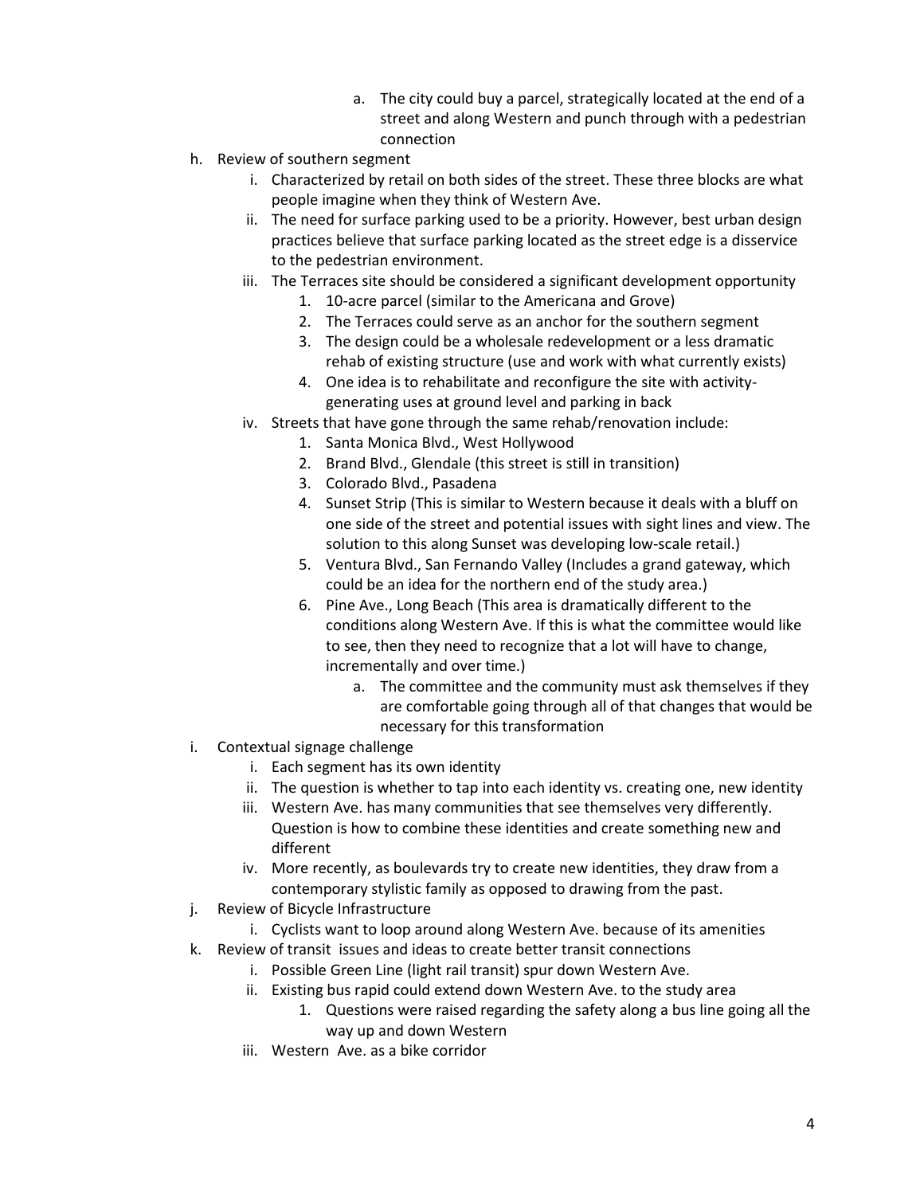a. The city could buy a parcel, strategically located at the end of a street and along Western and punch through with a pedestrian connection

h. Review of southern segment
    i. Characterized by retail on both sides of the street. These three blocks are what people imagine when they think of Western Ave.
    ii. The need for surface parking used to be a priority. However, best urban design practices believe that surface parking located as the street edge is a disservice to the pedestrian environment.
    iii. The Terraces site should be considered a significant development opportunity
        1. 10-acre parcel (similar to the Americana and Grove)
        2. The Terraces could serve as an anchor for the southern segment
        3. The design could be a wholesale redevelopment or a less dramatic rehab of existing structure (use and work with what currently exists)
        4. One idea is to rehabilitate and reconfigure the site with activity-generating uses at ground level and parking in back
    iv. Streets that have gone through the same rehab/renovation include:
        1. Santa Monica Blvd., West Hollywood
        2. Brand Blvd., Glendale (this street is still in transition)
        3. Colorado Blvd., Pasadena
        4. Sunset Strip (This is similar to Western because it deals with a bluff on one side of the street and potential issues with sight lines and view. The solution to this along Sunset was developing low-scale retail.)
        5. Ventura Blvd., San Fernando Valley (Includes a grand gateway, which could be an idea for the northern end of the study area.)
        6. Pine Ave., Long Beach (This area is dramatically different to the conditions along Western Ave. If this is what the committee would like to see, then they need to recognize that a lot will have to change, incrementally and over time.)
            a. The committee and the community must ask themselves if they are comfortable going through all of that changes that would be necessary for this transformation

i. Contextual signage challenge
    i. Each segment has its own identity
    ii. The question is whether to tap into each identity vs. creating one, new identity
    iii. Western Ave. has many communities that see themselves very differently. Question is how to combine these identities and create something new and different
    iv. More recently, as boulevards try to create new identities, they draw from a contemporary stylistic family as opposed to drawing from the past.

j. Review of Bicycle Infrastructure
    i. Cyclists want to loop around along Western Ave. because of its amenities

k. Review of transit issues and ideas to create better transit connections
    i. Possible Green Line (light rail transit) spur down Western Ave.
    ii. Existing bus rapid could extend down Western Ave. to the study area
        1. Questions were raised regarding the safety along a bus line going all the way up and down Western
    iii. Western Ave. as a bike corridor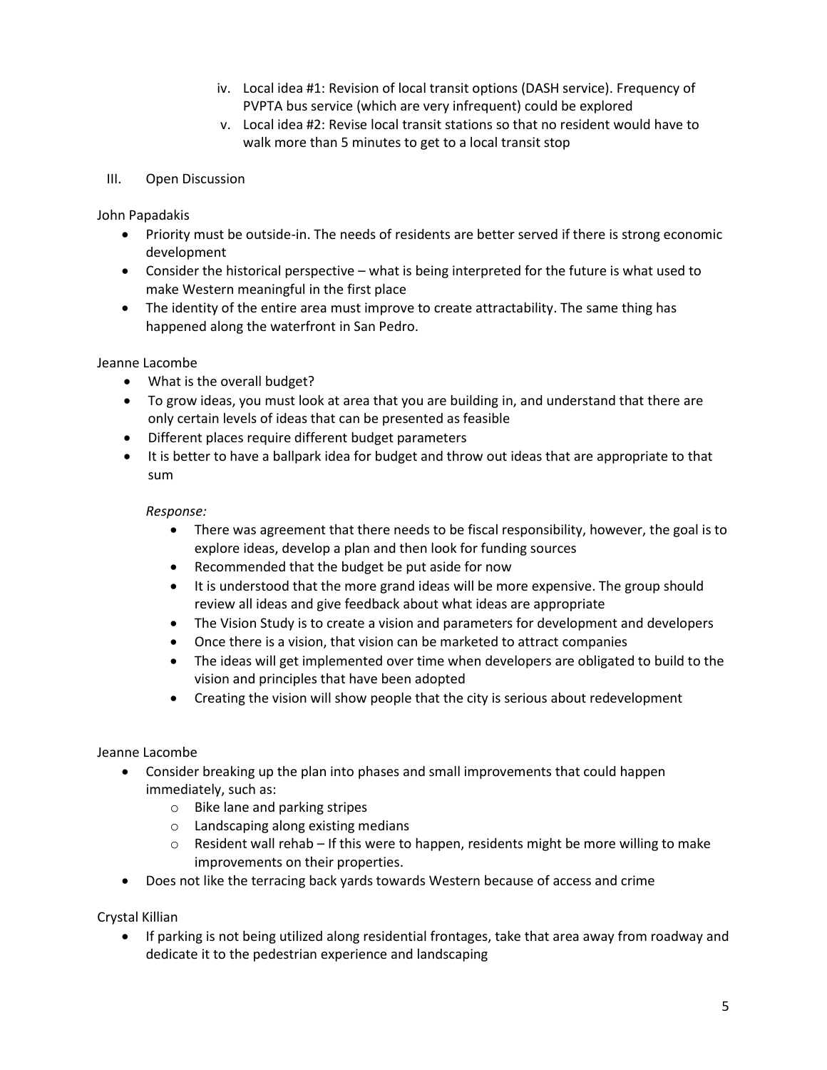iv. Local idea #1: Revision of local transit options (DASH service). Frequency of PVPTA bus service (which are very infrequent) could be explored

v. Local idea #2: Revise local transit stations so that no resident would have to walk more than 5 minutes to get to a local transit stop

## III. Open Discussion

John Papadakis

- Priority must be outside-in. The needs of residents are better served if there is strong economic development
- Consider the historical perspective – what is being interpreted for the future is what used to make Western meaningful in the first place
- The identity of the entire area must improve to create attractability. The same thing has happened along the waterfront in San Pedro.

Jeanne Lacombe

- What is the overall budget?
- To grow ideas, you must look at area that you are building in, and understand that there are only certain levels of ideas that can be presented as feasible
- Different places require different budget parameters
- It is better to have a ballpark idea for budget and throw out ideas that are appropriate to that sum

*Response:*

- There was agreement that there needs to be fiscal responsibility, however, the goal is to explore ideas, develop a plan and then look for funding sources
- Recommended that the budget be put aside for now
- It is understood that the more grand ideas will be more expensive. The group should review all ideas and give feedback about what ideas are appropriate
- The Vision Study is to create a vision and parameters for development and developers
- Once there is a vision, that vision can be marketed to attract companies
- The ideas will get implemented over time when developers are obligated to build to the vision and principles that have been adopted
- Creating the vision will show people that the city is serious about redevelopment

Jeanne Lacombe

- Consider breaking up the plan into phases and small improvements that could happen immediately, such as:
  - Bike lane and parking stripes
  - Landscaping along existing medians
  - Resident wall rehab – If this were to happen, residents might be more willing to make improvements on their properties.
- Does not like the terracing back yards towards Western because of access and crime

Crystal Killian

- If parking is not being utilized along residential frontages, take that area away from roadway and dedicate it to the pedestrian experience and landscaping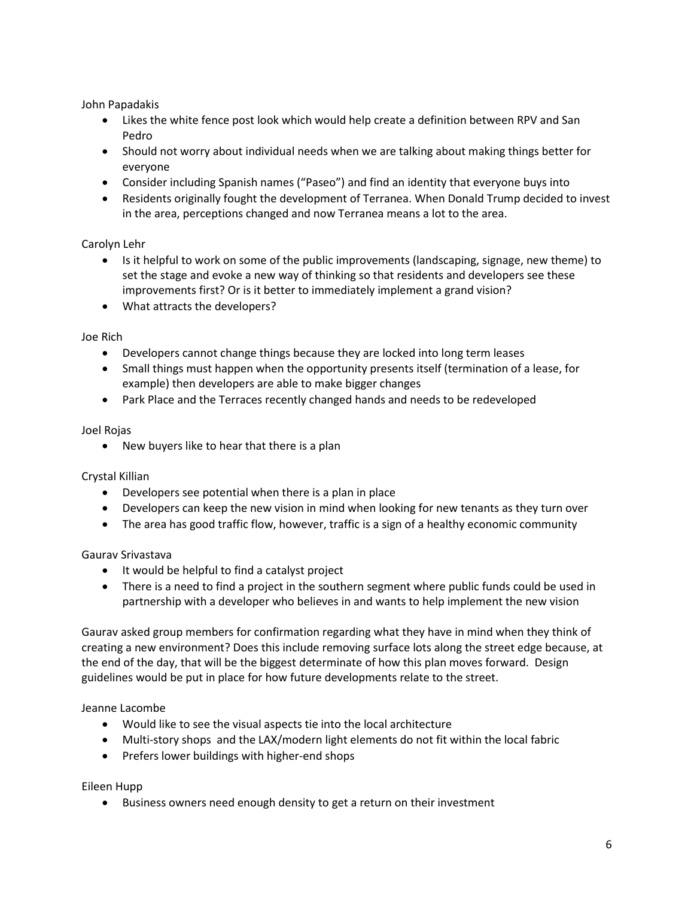John Papadakis

- Likes the white fence post look which would help create a definition between RPV and San Pedro
- Should not worry about individual needs when we are talking about making things better for everyone
- Consider including Spanish names ("Paseo") and find an identity that everyone buys into
- Residents originally fought the development of Terranea. When Donald Trump decided to invest in the area, perceptions changed and now Terranea means a lot to the area.

Carolyn Lehr

- Is it helpful to work on some of the public improvements (landscaping, signage, new theme) to set the stage and evoke a new way of thinking so that residents and developers see these improvements first? Or is it better to immediately implement a grand vision?
- What attracts the developers?

Joe Rich

- Developers cannot change things because they are locked into long term leases
- Small things must happen when the opportunity presents itself (termination of a lease, for example) then developers are able to make bigger changes
- Park Place and the Terraces recently changed hands and needs to be redeveloped

Joel Rojas

- New buyers like to hear that there is a plan

Crystal Killian

- Developers see potential when there is a plan in place
- Developers can keep the new vision in mind when looking for new tenants as they turn over
- The area has good traffic flow, however, traffic is a sign of a healthy economic community

Gaurav Srivastava

- It would be helpful to find a catalyst project
- There is a need to find a project in the southern segment where public funds could be used in partnership with a developer who believes in and wants to help implement the new vision

Gaurav asked group members for confirmation regarding what they have in mind when they think of creating a new environment? Does this include removing surface lots along the street edge because, at the end of the day, that will be the biggest determinate of how this plan moves forward. Design guidelines would be put in place for how future developments relate to the street.

Jeanne Lacombe

- Would like to see the visual aspects tie into the local architecture
- Multi-story shops and the LAX/modern light elements do not fit within the local fabric
- Prefers lower buildings with higher-end shops

Eileen Hupp

- Business owners need enough density to get a return on their investment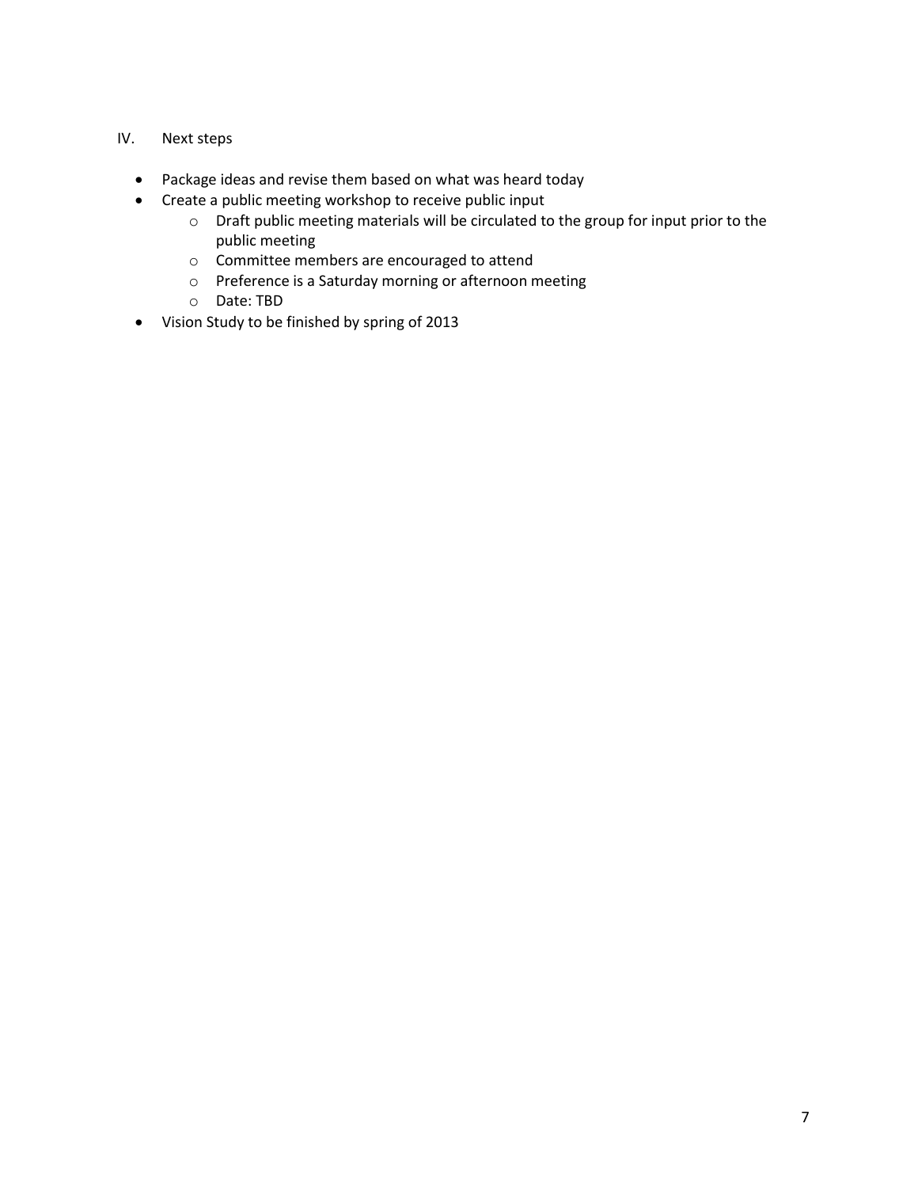## IV. Next steps

- Package ideas and revise them based on what was heard today
- Create a public meeting workshop to receive public input
    - Draft public meeting materials will be circulated to the group for input prior to the public meeting
    - Committee members are encouraged to attend
    - Preference is a Saturday morning or afternoon meeting
    - Date: TBD
- Vision Study to be finished by spring of 2013